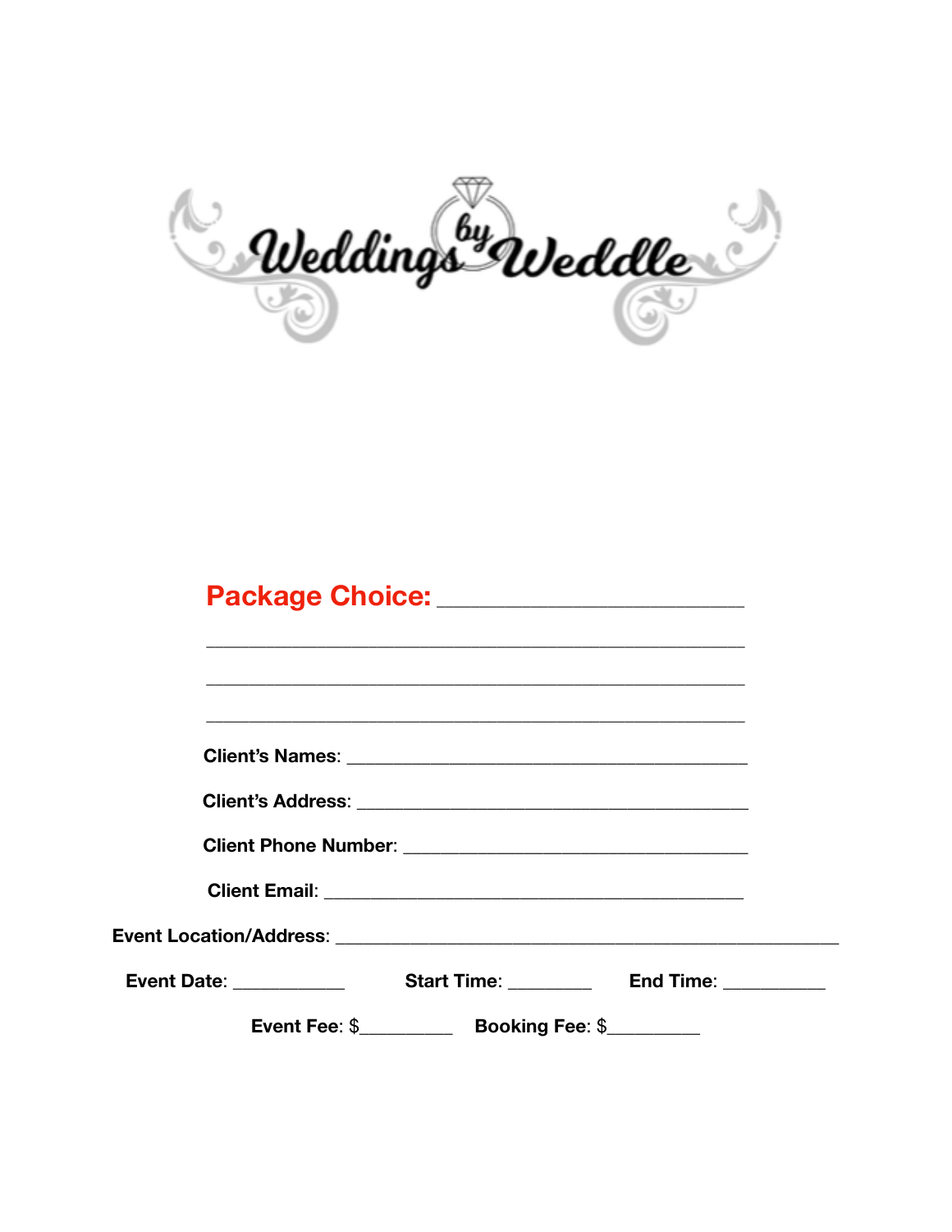# Weddings by Weddle

**Package Choice:** ______________________________

______________________________________________________

______________________________________________________

______________________________________________________

**Client's Names**: ____________________________________

**Client's Address**: ___________________________________

**Client Phone Number**: _______________________________

**Client Email**: ______________________________________

**Event Location/Address**: ______________________________________________

**Event Date**: ___________ **Start Time**: ________ **End Time**: __________

**Event Fee**: $_________ **Booking Fee**: $_________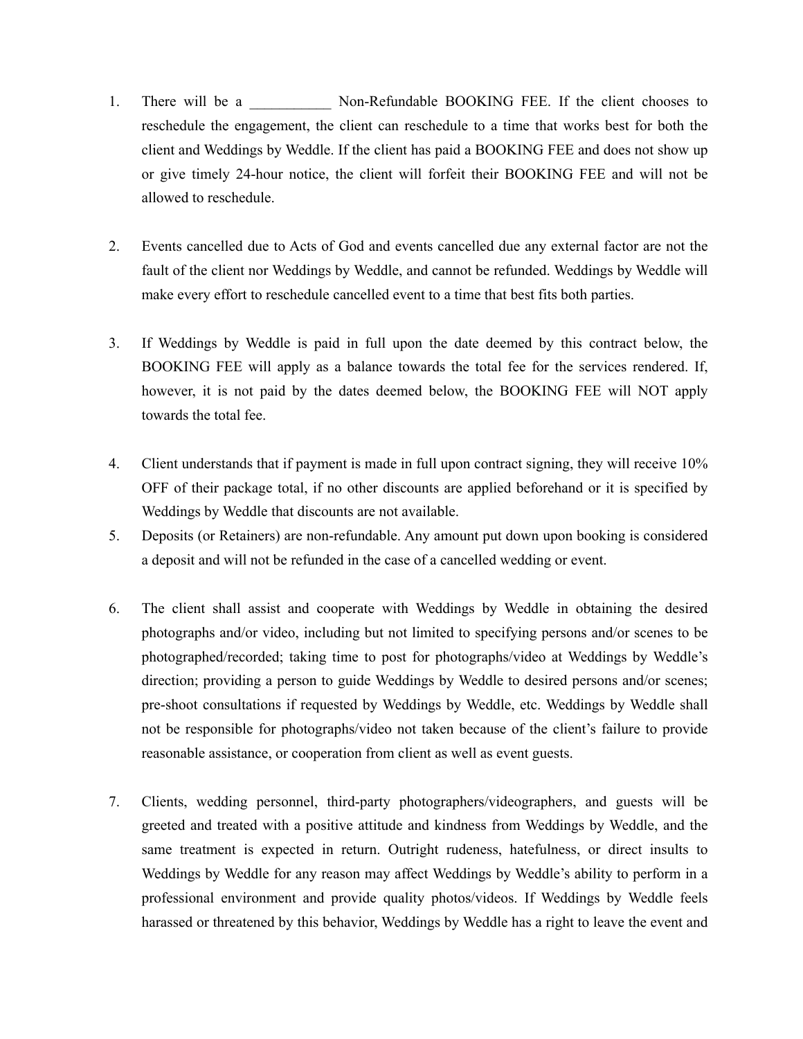1. There will be a ___________ Non-Refundable BOOKING FEE. If the client chooses to reschedule the engagement, the client can reschedule to a time that works best for both the client and Weddings by Weddle. If the client has paid a BOOKING FEE and does not show up or give timely 24-hour notice, the client will forfeit their BOOKING FEE and will not be allowed to reschedule.

2. Events cancelled due to Acts of God and events cancelled due any external factor are not the fault of the client nor Weddings by Weddle, and cannot be refunded. Weddings by Weddle will make every effort to reschedule cancelled event to a time that best fits both parties.

3. If Weddings by Weddle is paid in full upon the date deemed by this contract below, the BOOKING FEE will apply as a balance towards the total fee for the services rendered. If, however, it is not paid by the dates deemed below, the BOOKING FEE will NOT apply towards the total fee.

4. Client understands that if payment is made in full upon contract signing, they will receive 10% OFF of their package total, if no other discounts are applied beforehand or it is specified by Weddings by Weddle that discounts are not available.
5. Deposits (or Retainers) are non-refundable. Any amount put down upon booking is considered a deposit and will not be refunded in the case of a cancelled wedding or event.

6. The client shall assist and cooperate with Weddings by Weddle in obtaining the desired photographs and/or video, including but not limited to specifying persons and/or scenes to be photographed/recorded; taking time to post for photographs/video at Weddings by Weddle's direction; providing a person to guide Weddings by Weddle to desired persons and/or scenes; pre-shoot consultations if requested by Weddings by Weddle, etc. Weddings by Weddle shall not be responsible for photographs/video not taken because of the client's failure to provide reasonable assistance, or cooperation from client as well as event guests.

7. Clients, wedding personnel, third-party photographers/videographers, and guests will be greeted and treated with a positive attitude and kindness from Weddings by Weddle, and the same treatment is expected in return. Outright rudeness, hatefulness, or direct insults to Weddings by Weddle for any reason may affect Weddings by Weddle's ability to perform in a professional environment and provide quality photos/videos. If Weddings by Weddle feels harassed or threatened by this behavior, Weddings by Weddle has a right to leave the event and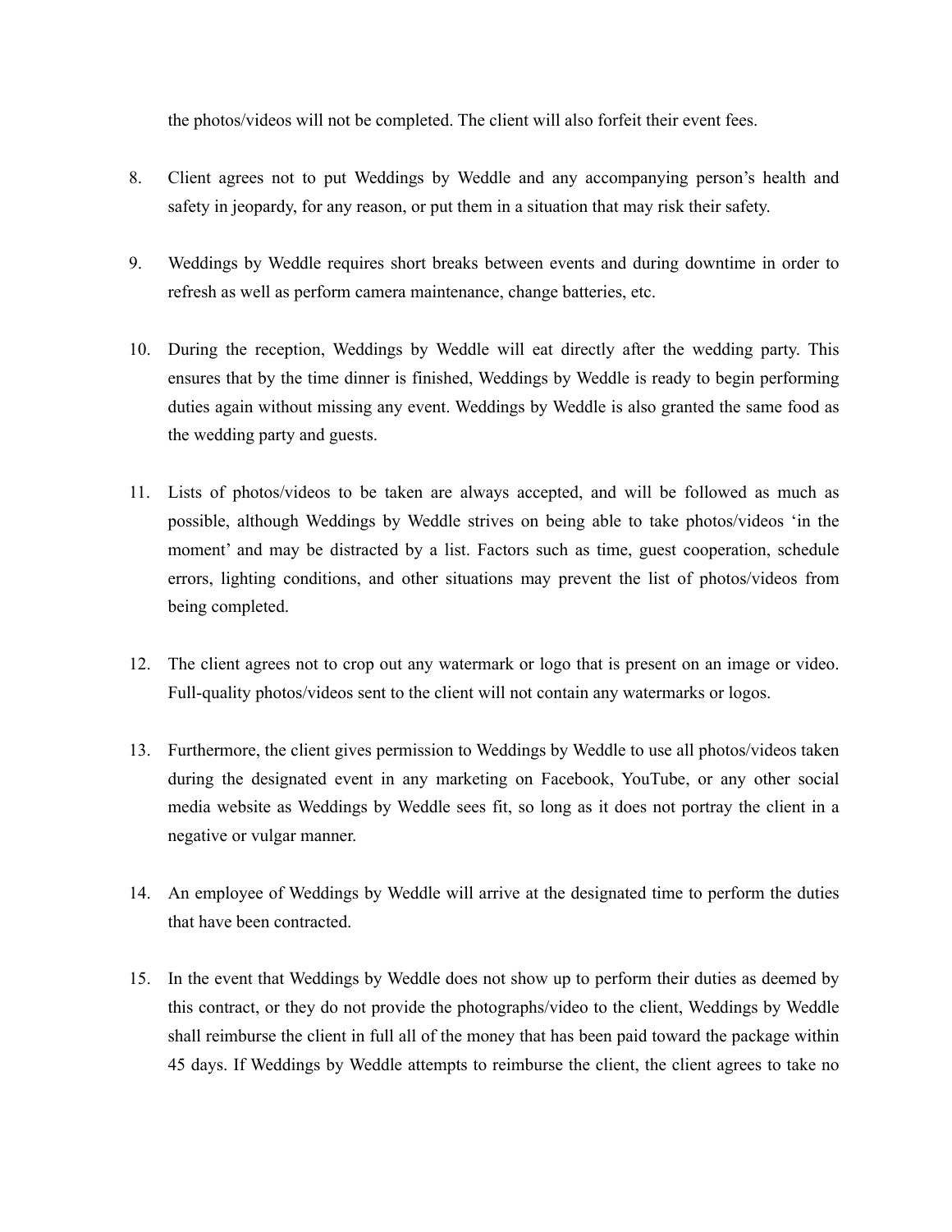the photos/videos will not be completed. The client will also forfeit their event fees.

8. Client agrees not to put Weddings by Weddle and any accompanying person's health and safety in jeopardy, for any reason, or put them in a situation that may risk their safety.

9. Weddings by Weddle requires short breaks between events and during downtime in order to refresh as well as perform camera maintenance, change batteries, etc.

10. During the reception, Weddings by Weddle will eat directly after the wedding party. This ensures that by the time dinner is finished, Weddings by Weddle is ready to begin performing duties again without missing any event. Weddings by Weddle is also granted the same food as the wedding party and guests.

11. Lists of photos/videos to be taken are always accepted, and will be followed as much as possible, although Weddings by Weddle strives on being able to take photos/videos 'in the moment' and may be distracted by a list. Factors such as time, guest cooperation, schedule errors, lighting conditions, and other situations may prevent the list of photos/videos from being completed.

12. The client agrees not to crop out any watermark or logo that is present on an image or video. Full-quality photos/videos sent to the client will not contain any watermarks or logos.

13. Furthermore, the client gives permission to Weddings by Weddle to use all photos/videos taken during the designated event in any marketing on Facebook, YouTube, or any other social media website as Weddings by Weddle sees fit, so long as it does not portray the client in a negative or vulgar manner.

14. An employee of Weddings by Weddle will arrive at the designated time to perform the duties that have been contracted.

15. In the event that Weddings by Weddle does not show up to perform their duties as deemed by this contract, or they do not provide the photographs/video to the client, Weddings by Weddle shall reimburse the client in full all of the money that has been paid toward the package within 45 days. If Weddings by Weddle attempts to reimburse the client, the client agrees to take no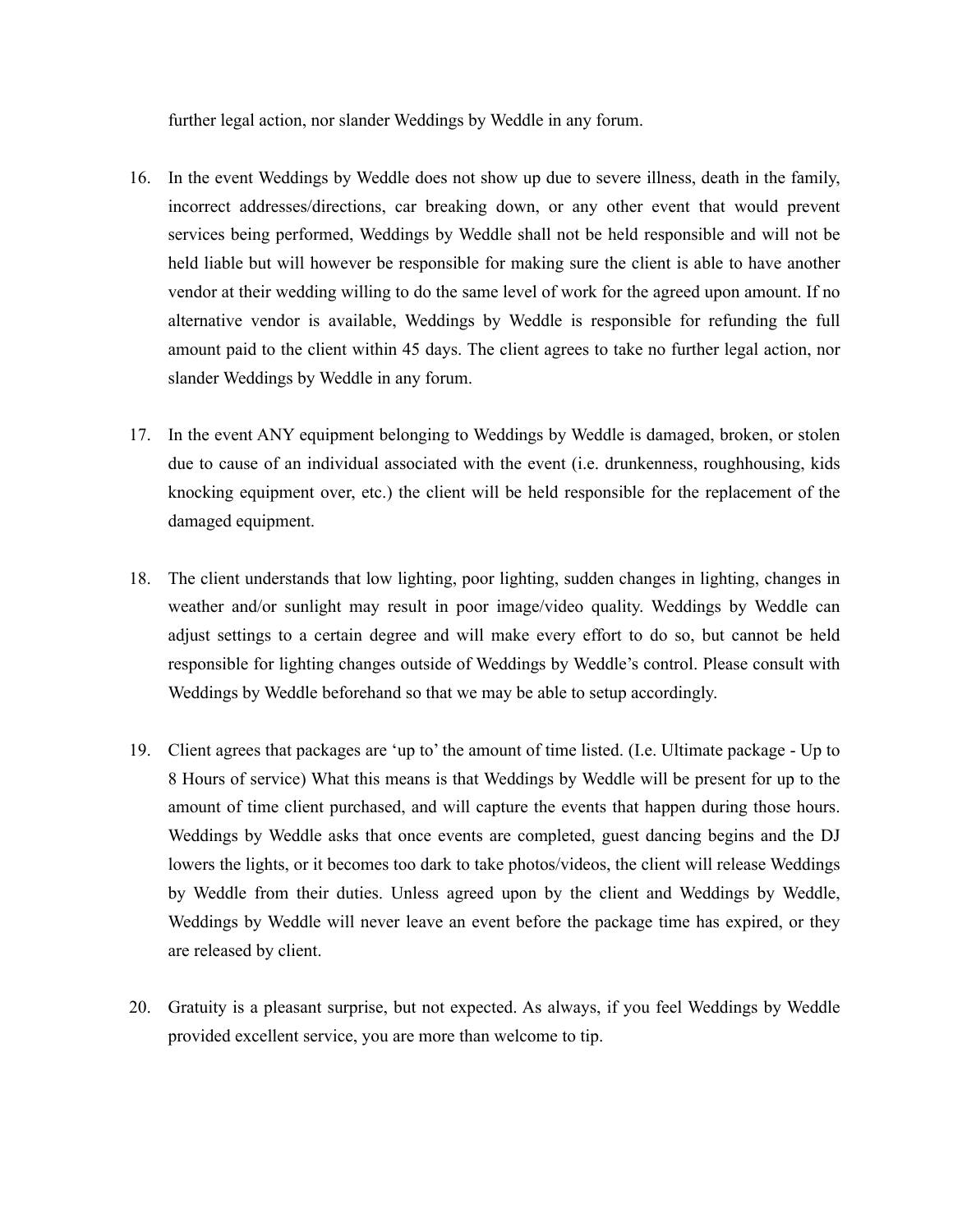further legal action, nor slander Weddings by Weddle in any forum.

16. In the event Weddings by Weddle does not show up due to severe illness, death in the family, incorrect addresses/directions, car breaking down, or any other event that would prevent services being performed, Weddings by Weddle shall not be held responsible and will not be held liable but will however be responsible for making sure the client is able to have another vendor at their wedding willing to do the same level of work for the agreed upon amount. If no alternative vendor is available, Weddings by Weddle is responsible for refunding the full amount paid to the client within 45 days. The client agrees to take no further legal action, nor slander Weddings by Weddle in any forum.

17. In the event ANY equipment belonging to Weddings by Weddle is damaged, broken, or stolen due to cause of an individual associated with the event (i.e. drunkenness, roughhousing, kids knocking equipment over, etc.) the client will be held responsible for the replacement of the damaged equipment.

18. The client understands that low lighting, poor lighting, sudden changes in lighting, changes in weather and/or sunlight may result in poor image/video quality. Weddings by Weddle can adjust settings to a certain degree and will make every effort to do so, but cannot be held responsible for lighting changes outside of Weddings by Weddle's control. Please consult with Weddings by Weddle beforehand so that we may be able to setup accordingly.

19. Client agrees that packages are 'up to' the amount of time listed. (I.e. Ultimate package - Up to 8 Hours of service) What this means is that Weddings by Weddle will be present for up to the amount of time client purchased, and will capture the events that happen during those hours. Weddings by Weddle asks that once events are completed, guest dancing begins and the DJ lowers the lights, or it becomes too dark to take photos/videos, the client will release Weddings by Weddle from their duties. Unless agreed upon by the client and Weddings by Weddle, Weddings by Weddle will never leave an event before the package time has expired, or they are released by client.

20. Gratuity is a pleasant surprise, but not expected. As always, if you feel Weddings by Weddle provided excellent service, you are more than welcome to tip.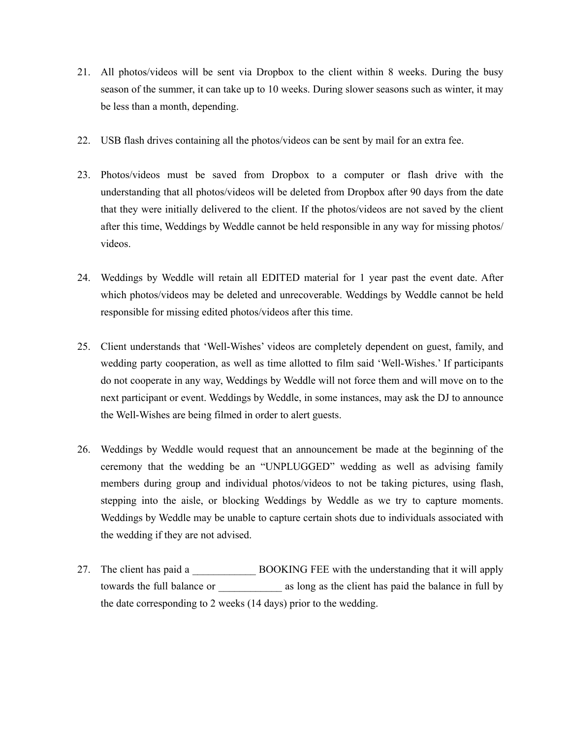21. All photos/videos will be sent via Dropbox to the client within 8 weeks. During the busy season of the summer, it can take up to 10 weeks. During slower seasons such as winter, it may be less than a month, depending.

22. USB flash drives containing all the photos/videos can be sent by mail for an extra fee.

23. Photos/videos must be saved from Dropbox to a computer or flash drive with the understanding that all photos/videos will be deleted from Dropbox after 90 days from the date that they were initially delivered to the client. If the photos/videos are not saved by the client after this time, Weddings by Weddle cannot be held responsible in any way for missing photos/videos.

24. Weddings by Weddle will retain all EDITED material for 1 year past the event date. After which photos/videos may be deleted and unrecoverable. Weddings by Weddle cannot be held responsible for missing edited photos/videos after this time.

25. Client understands that 'Well-Wishes' videos are completely dependent on guest, family, and wedding party cooperation, as well as time allotted to film said 'Well-Wishes.' If participants do not cooperate in any way, Weddings by Weddle will not force them and will move on to the next participant or event. Weddings by Weddle, in some instances, may ask the DJ to announce the Well-Wishes are being filmed in order to alert guests.

26. Weddings by Weddle would request that an announcement be made at the beginning of the ceremony that the wedding be an "UNPLUGGED" wedding as well as advising family members during group and individual photos/videos to not be taking pictures, using flash, stepping into the aisle, or blocking Weddings by Weddle as we try to capture moments. Weddings by Weddle may be unable to capture certain shots due to individuals associated with the wedding if they are not advised.

27. The client has paid a ____________ BOOKING FEE with the understanding that it will apply towards the full balance or ____________ as long as the client has paid the balance in full by the date corresponding to 2 weeks (14 days) prior to the wedding.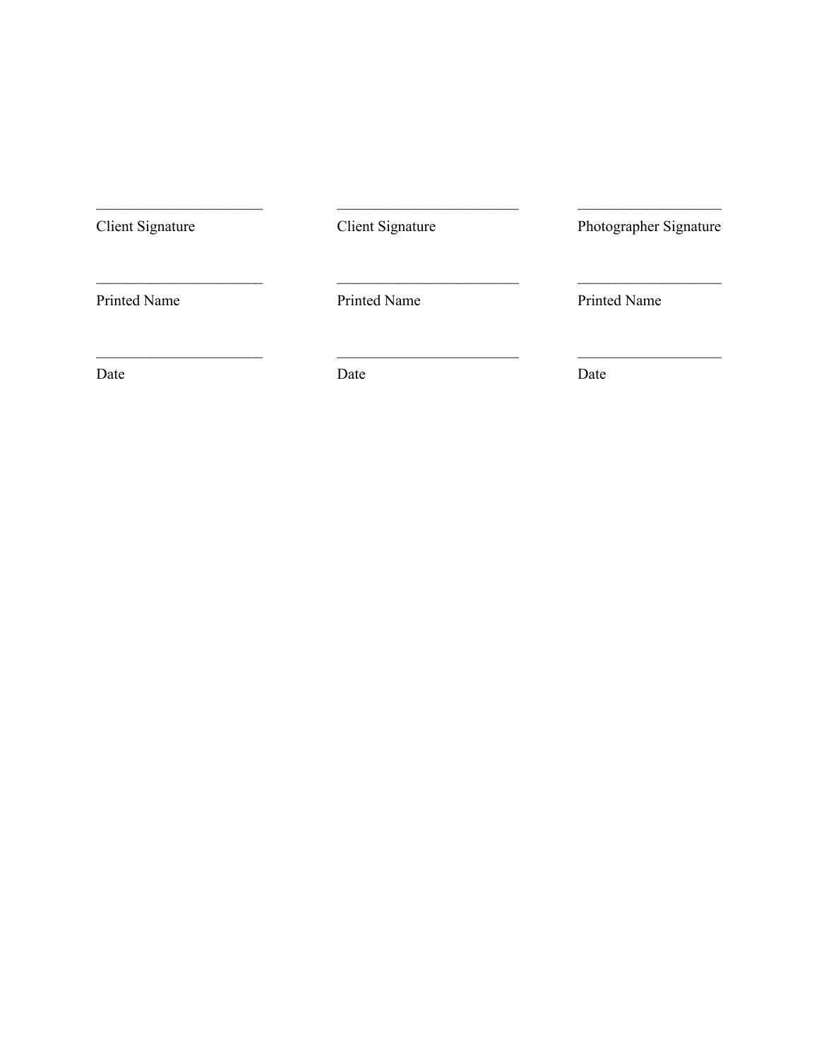| | | |
|---|---|---|
| ______________________ | ________________________ | ___________________ |
| Client Signature | Client Signature | Photographer Signature |
| ______________________ | ________________________ | ___________________ |
| Printed Name | Printed Name | Printed Name |
| ______________________ | ________________________ | ___________________ |
| Date | Date | Date |